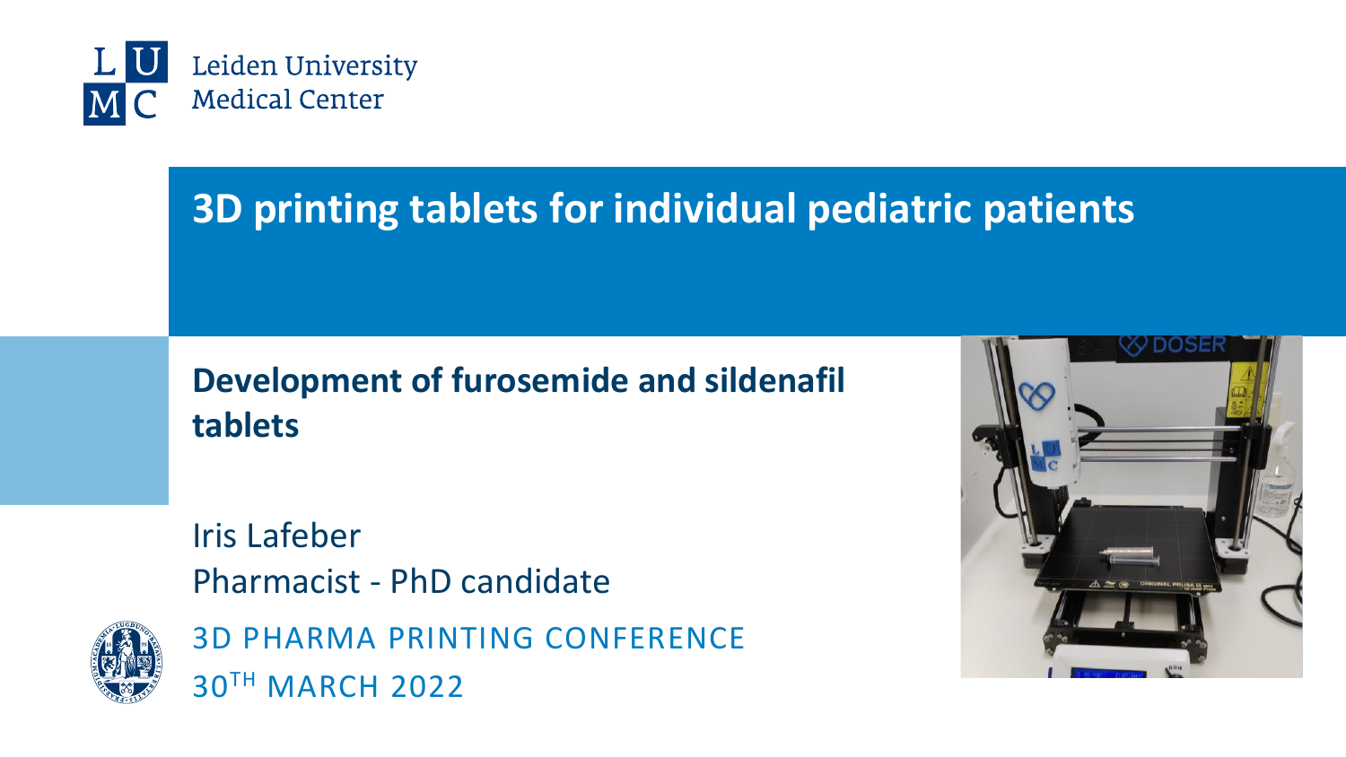Leiden University Medical Center

# 3D printing tablets for individual pediatric patients

## Development of furosemide and sildenafil tablets

Iris Lafeber
Pharmacist - PhD candidate

3D PHARMA PRINTING CONFERENCE
30TH MARCH 2022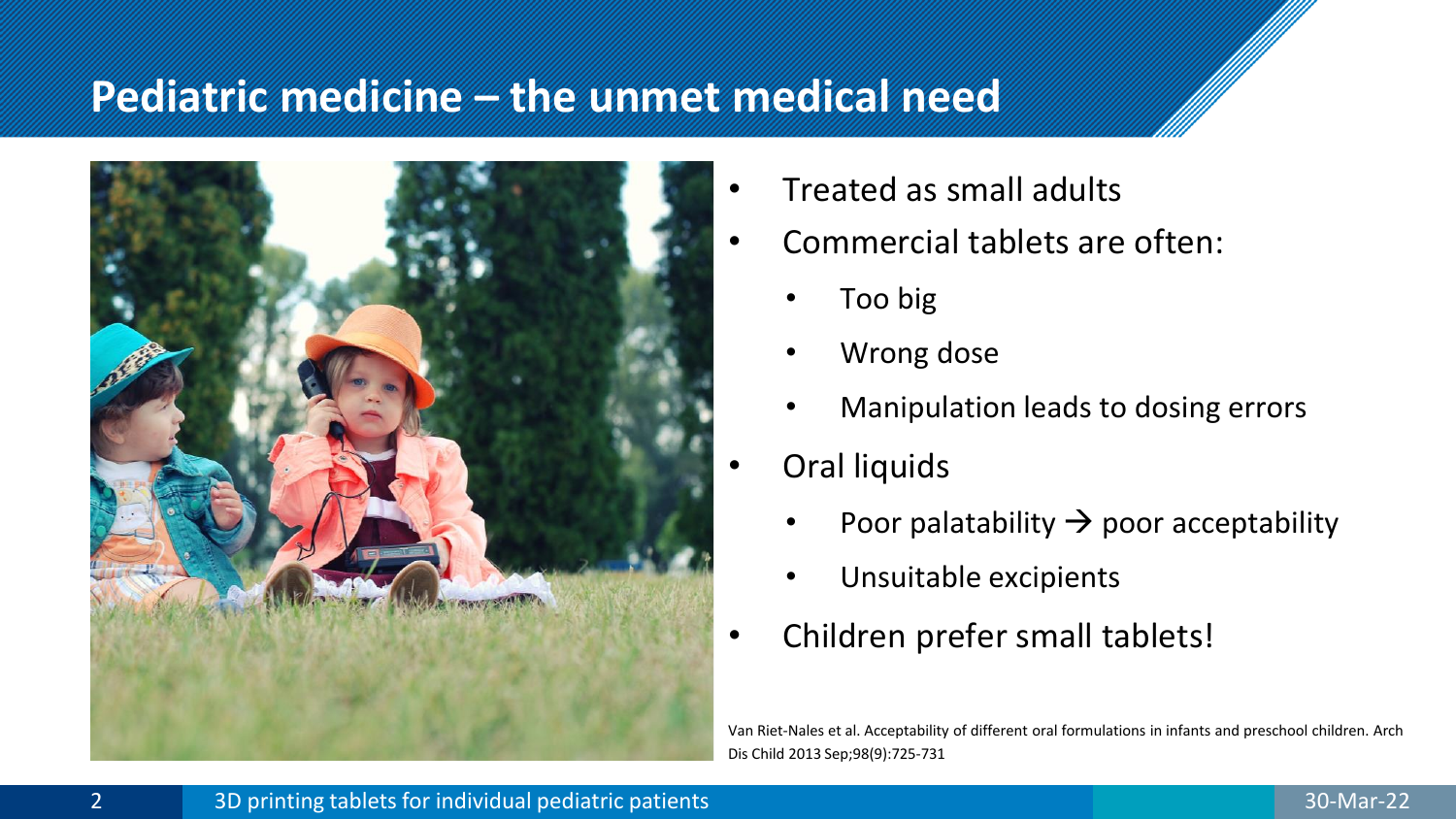# Pediatric medicine – the unmet medical need

- Treated as small adults
- Commercial tablets are often:
  - Too big
  - Wrong dose
  - Manipulation leads to dosing errors
- Oral liquids
  - Poor palatability → poor acceptability
  - Unsuitable excipients
- Children prefer small tablets!

Van Riet-Nales et al. Acceptability of different oral formulations in infants and preschool children. Arch Dis Child 2013 Sep;98(9):725-731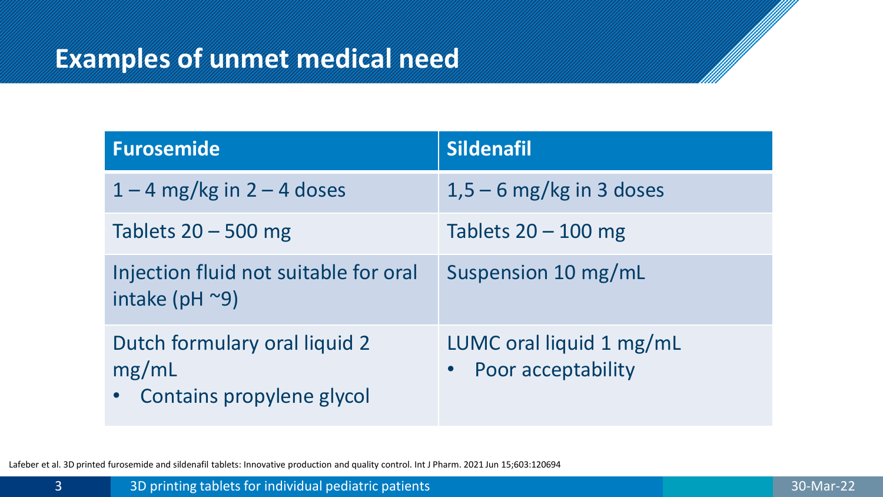# Examples of unmet medical need

| Furosemide | Sildenafil |
|---|---|
| 1 – 4 mg/kg in 2 – 4 doses | 1,5 – 6 mg/kg in 3 doses |
| Tablets 20 – 500 mg | Tablets 20 – 100 mg |
| Injection fluid not suitable for oral intake (pH ~9) | Suspension 10 mg/mL |
| Dutch formulary oral liquid 2 mg/mL<br>• Contains propylene glycol | LUMC oral liquid 1 mg/mL<br>• Poor acceptability |

Lafeber et al. 3D printed furosemide and sildenafil tablets: Innovative production and quality control. Int J Pharm. 2021 Jun 15;603:120694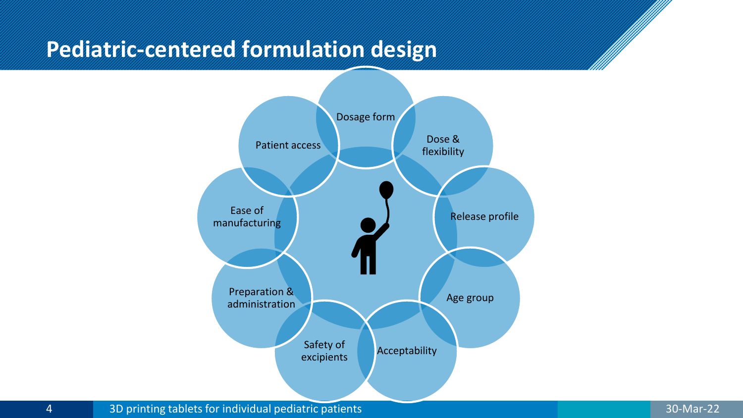# Pediatric-centered formulation design

- Dosage form
- Dose & flexibility
- Release profile
- Age group
- Acceptability
- Safety of excipients
- Preparation & administration
- Ease of manufacturing
- Patient access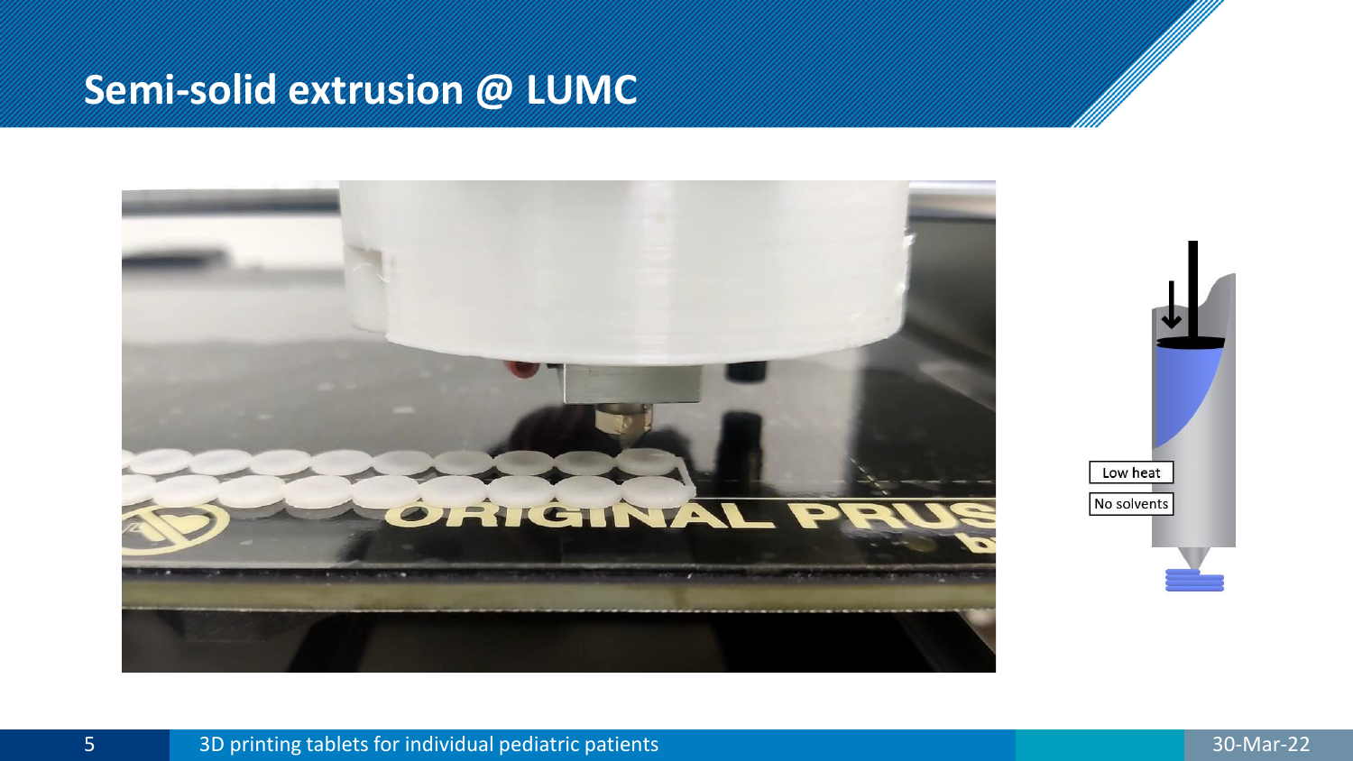# Semi-solid extrusion @ LUMC

Low heat

No solvents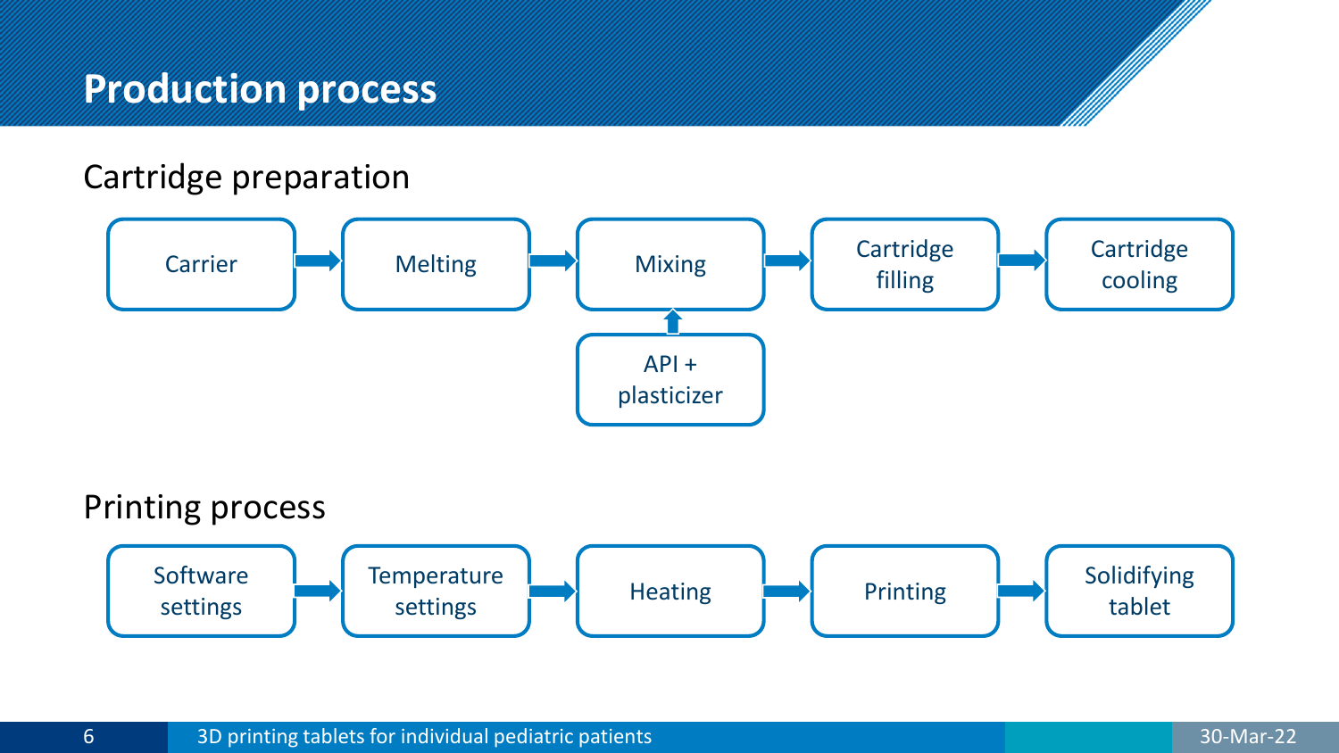# Production process

## Cartridge preparation

Carrier → Melting → Mixing → Cartridge filling → Cartridge cooling

API + plasticizer → Mixing

## Printing process

Software settings → Temperature settings → Heating → Printing → Solidifying tablet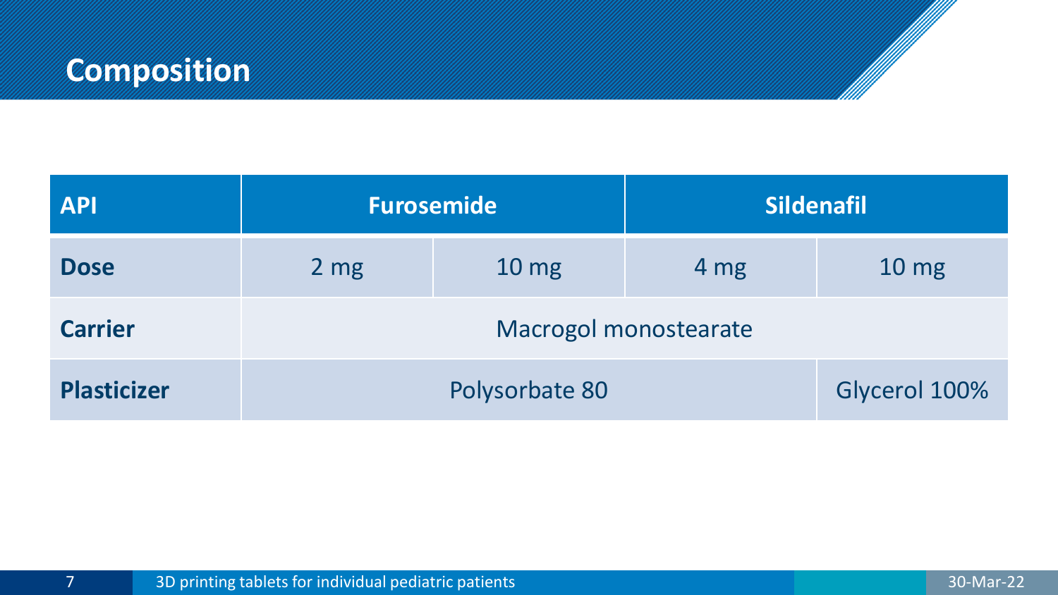# Composition

| API | Furosemide | | Sildenafil | |
|---|---|---|---|---|
| Dose | 2 mg | 10 mg | 4 mg | 10 mg |
| Carrier | Macrogol monostearate | | | |
| Plasticizer | Polysorbate 80 | | | Glycerol 100% |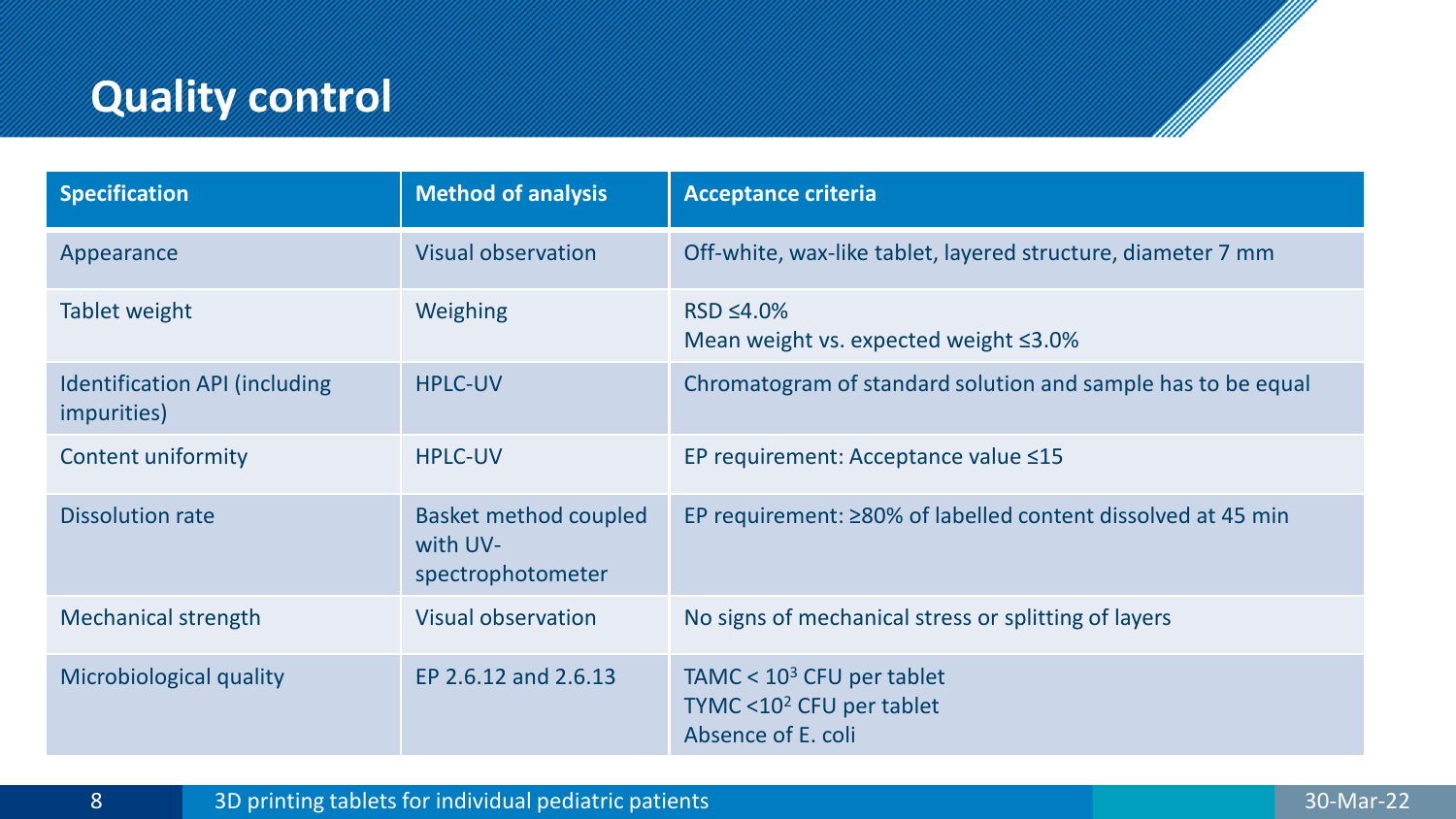# Quality control

| Specification | Method of analysis | Acceptance criteria |
| --- | --- | --- |
| Appearance | Visual observation | Off-white, wax-like tablet, layered structure, diameter 7 mm |
| Tablet weight | Weighing | RSD ≤4.0%<br>Mean weight vs. expected weight ≤3.0% |
| Identification API (including impurities) | HPLC-UV | Chromatogram of standard solution and sample has to be equal |
| Content uniformity | HPLC-UV | EP requirement: Acceptance value ≤15 |
| Dissolution rate | Basket method coupled with UV-spectrophotometer | EP requirement: ≥80% of labelled content dissolved at 45 min |
| Mechanical strength | Visual observation | No signs of mechanical stress or splitting of layers |
| Microbiological quality | EP 2.6.12 and 2.6.13 | TAMC < $10^3$ CFU per tablet<br>TYMC <$10^2$ CFU per tablet<br>Absence of E. coli |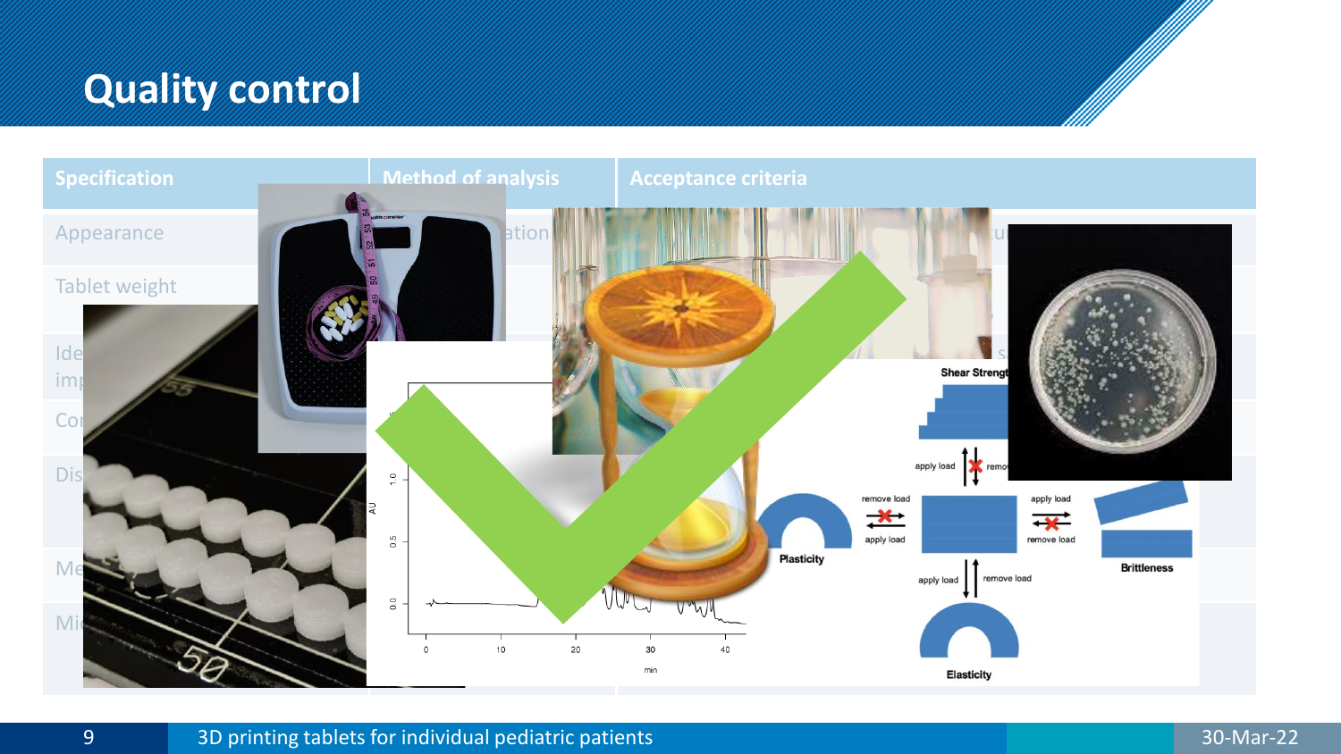# Quality control

| Specification | Method of analysis | Acceptance criteria |
|---|---|---|
| Appearance | ...ation | ... |
| Tablet weight | | |
| Ide... imp... | | |
| Co... | | |
| Dis... | | |
| Me... | | |
| Mi... | | |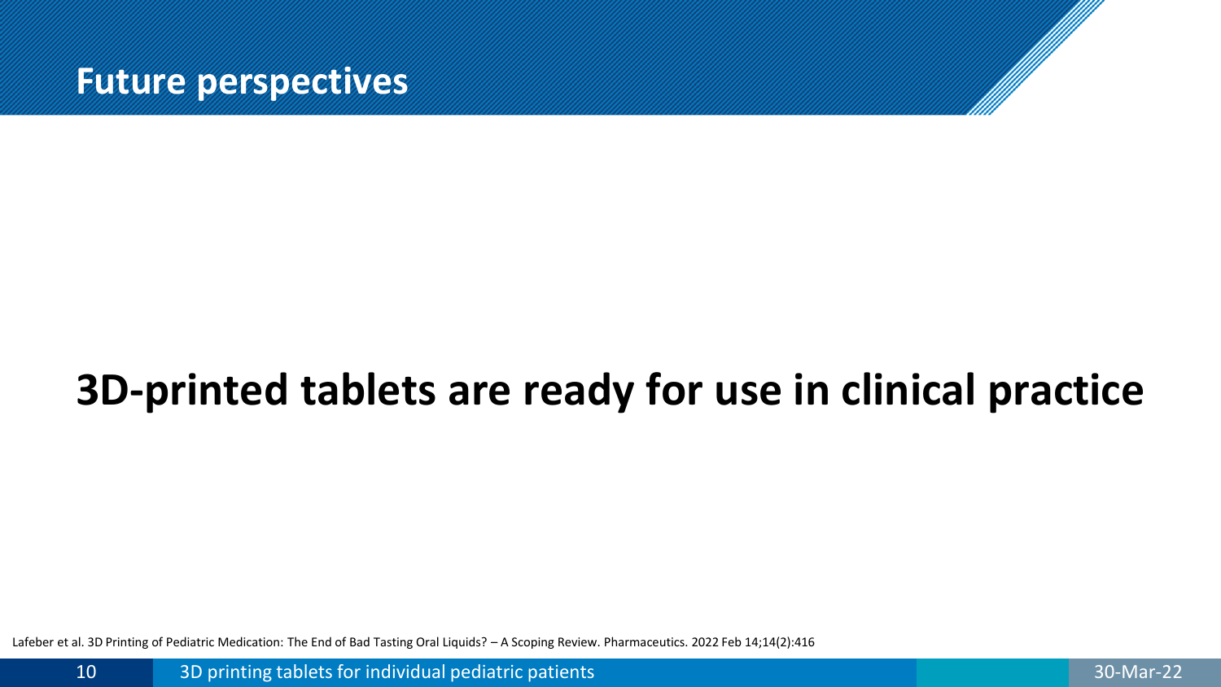# Future perspectives

**3D-printed tablets are ready for use in clinical practice**

Lafeber et al. 3D Printing of Pediatric Medication: The End of Bad Tasting Oral Liquids? – A Scoping Review. Pharmaceutics. 2022 Feb 14;14(2):416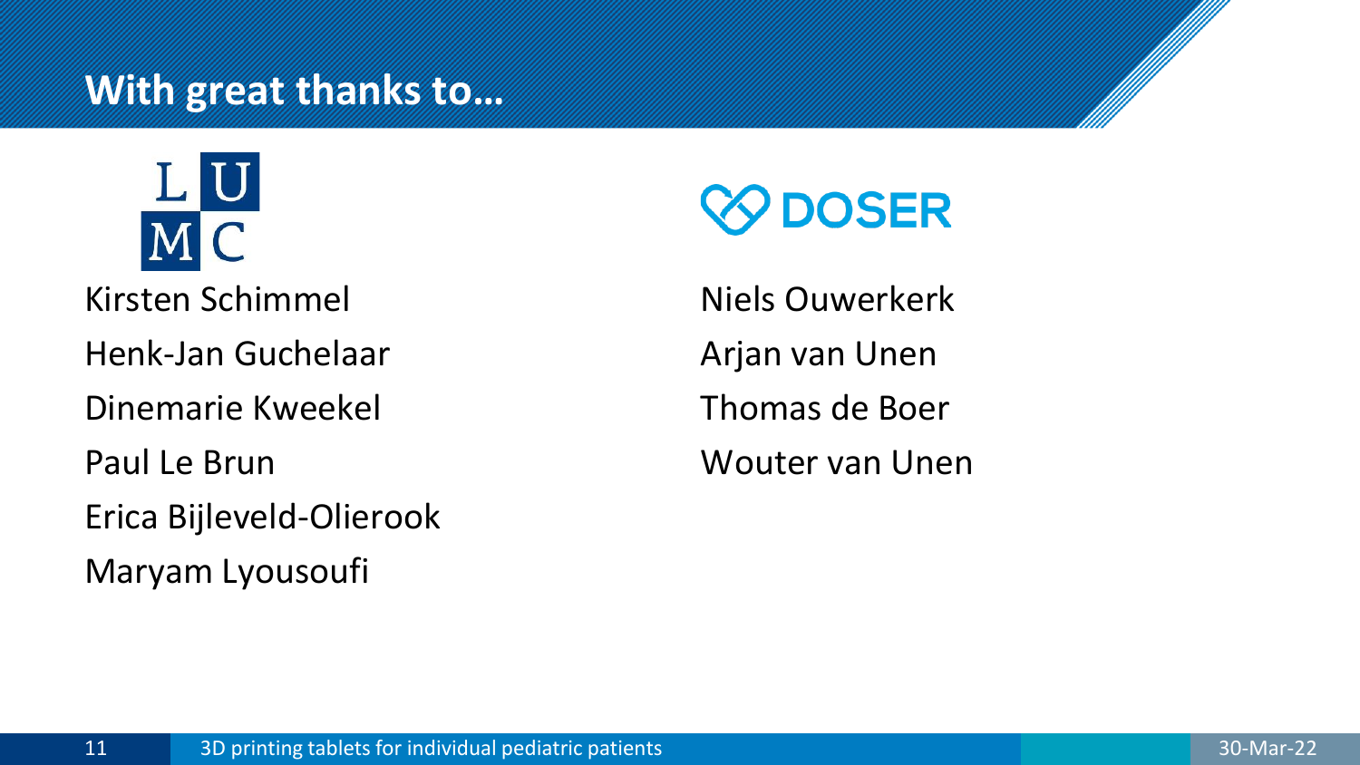# With great thanks to…

LUMC

Kirsten Schimmel

Henk-Jan Guchelaar

Dinemarie Kweekel

Paul Le Brun

Erica Bijleveld-Olierook

Maryam Lyousoufi

DOSER

Niels Ouwerkerk

Arjan van Unen

Thomas de Boer

Wouter van Unen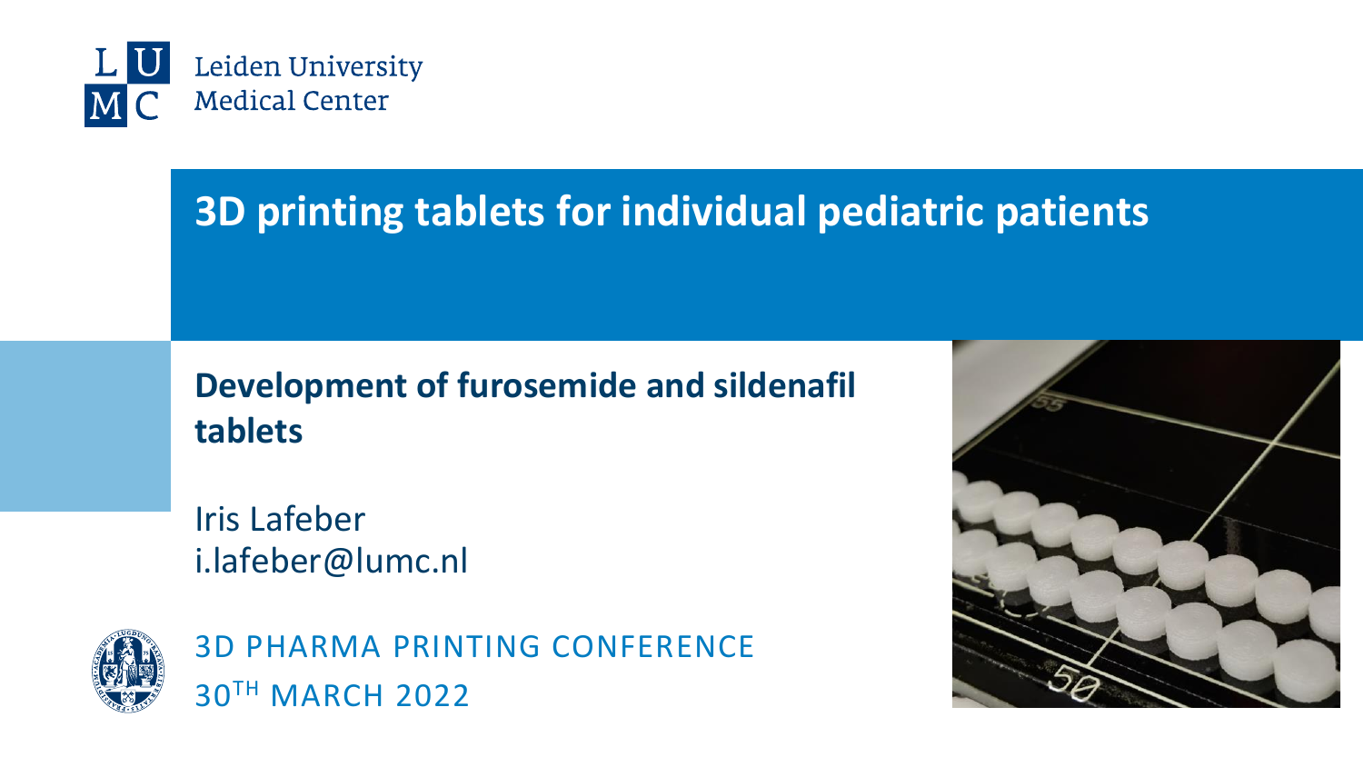Leiden University Medical Center

# 3D printing tablets for individual pediatric patients

## Development of furosemide and sildenafil tablets

Iris Lafeber
i.lafeber@lumc.nl

3D PHARMA PRINTING CONFERENCE
30TH MARCH 2022